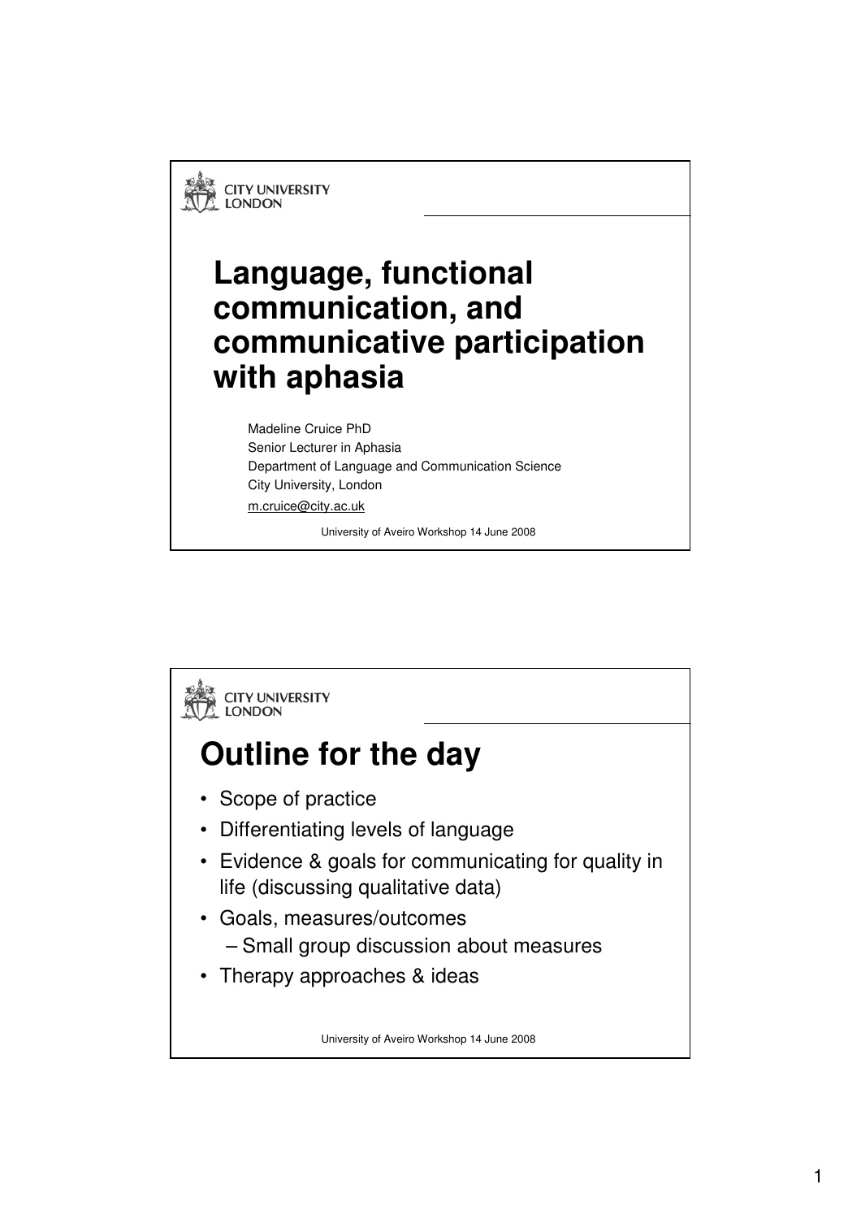# Language, functional communication, and communicative participation with aphasia

Madeline Cruice PhD
Senior Lecturer in Aphasia
Department of Language and Communication Science
City University, London
m.cruice@city.ac.uk

## Outline for the day

- Scope of practice
- Differentiating levels of language
- Evidence & goals for communicating for quality in life (discussing qualitative data)
- Goals, measures/outcomes
  - Small group discussion about measures
- Therapy approaches & ideas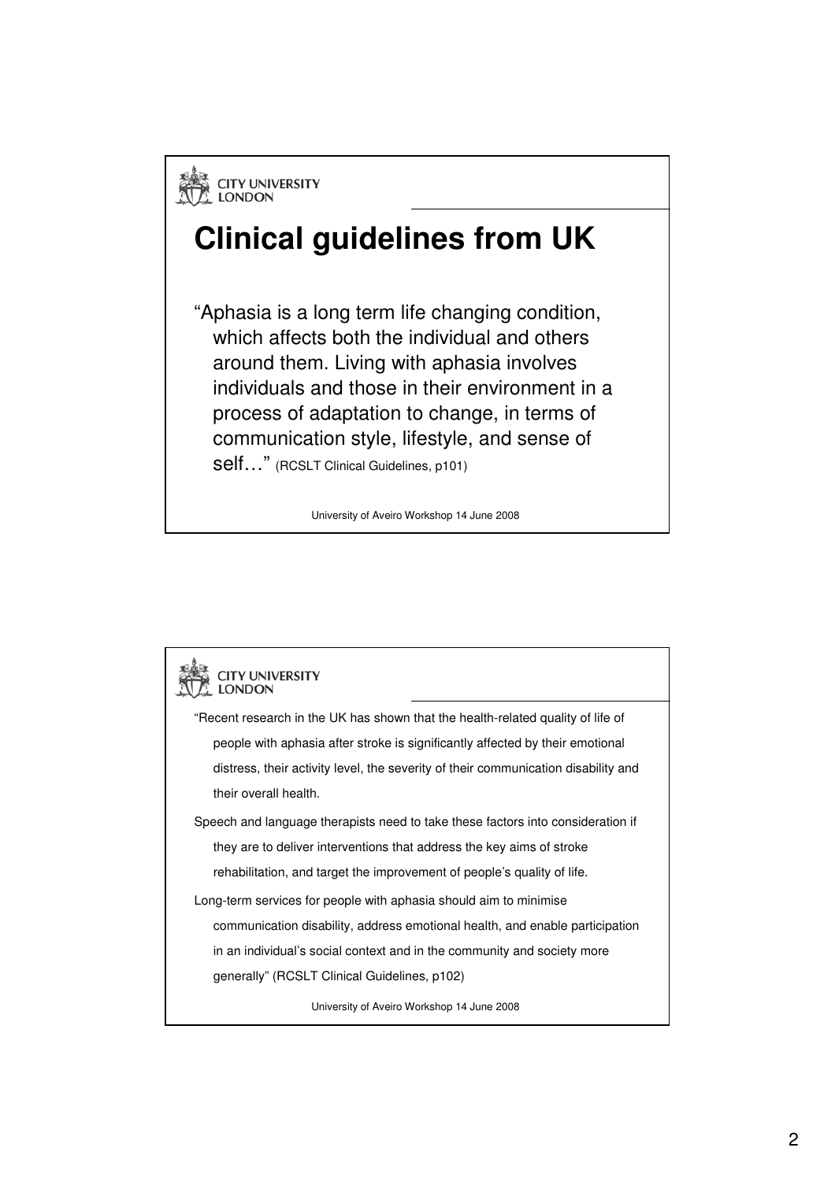# Clinical guidelines from UK

"Aphasia is a long term life changing condition, which affects both the individual and others around them. Living with aphasia involves individuals and those in their environment in a process of adaptation to change, in terms of communication style, lifestyle, and sense of self…" (RCSLT Clinical Guidelines, p101)

University of Aveiro Workshop 14 June 2008

---

"Recent research in the UK has shown that the health-related quality of life of people with aphasia after stroke is significantly affected by their emotional distress, their activity level, the severity of their communication disability and their overall health.

Speech and language therapists need to take these factors into consideration if they are to deliver interventions that address the key aims of stroke rehabilitation, and target the improvement of people's quality of life.

Long-term services for people with aphasia should aim to minimise communication disability, address emotional health, and enable participation in an individual's social context and in the community and society more generally" (RCSLT Clinical Guidelines, p102)

University of Aveiro Workshop 14 June 2008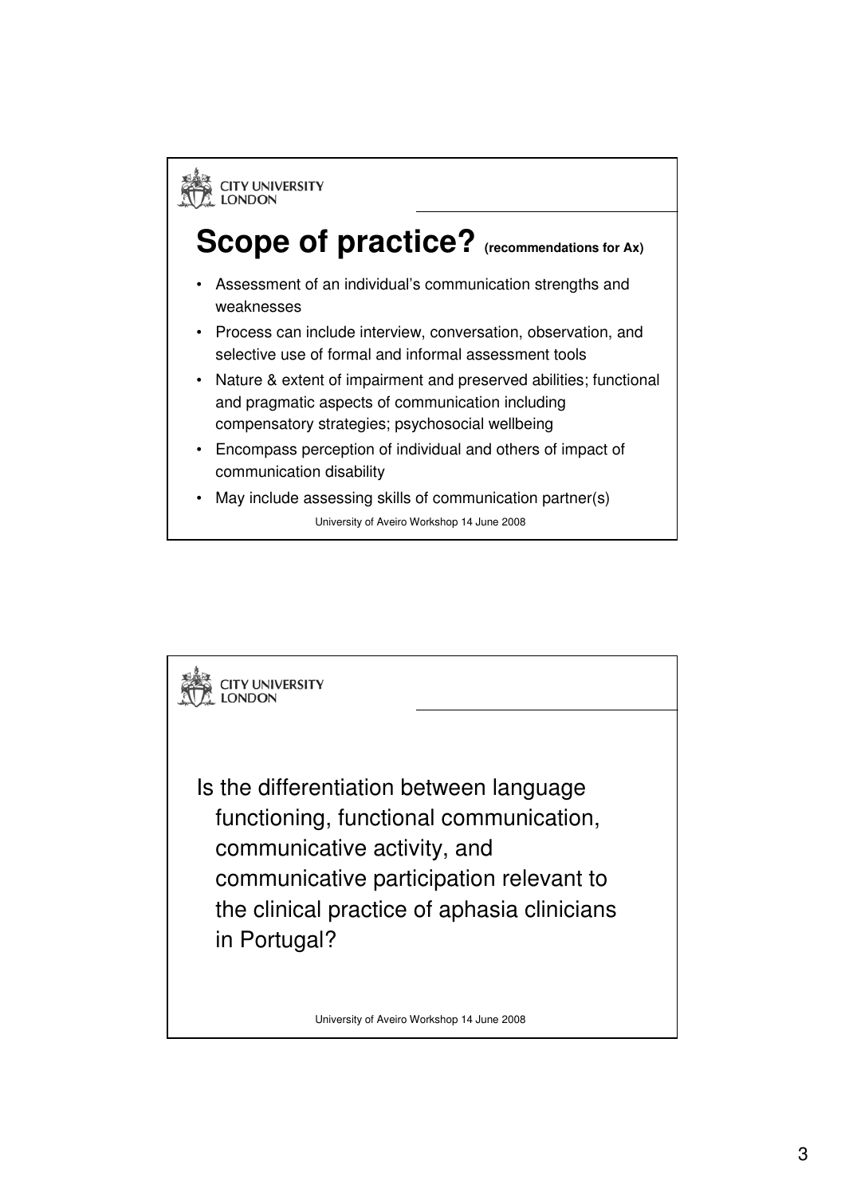## Scope of practice? (recommendations for Ax)

- Assessment of an individual's communication strengths and weaknesses
- Process can include interview, conversation, observation, and selective use of formal and informal assessment tools
- Nature & extent of impairment and preserved abilities; functional and pragmatic aspects of communication including compensatory strategies; psychosocial wellbeing
- Encompass perception of individual and others of impact of communication disability
- May include assessing skills of communication partner(s)

University of Aveiro Workshop 14 June 2008

Is the differentiation between language functioning, functional communication, communicative activity, and communicative participation relevant to the clinical practice of aphasia clinicians in Portugal?

University of Aveiro Workshop 14 June 2008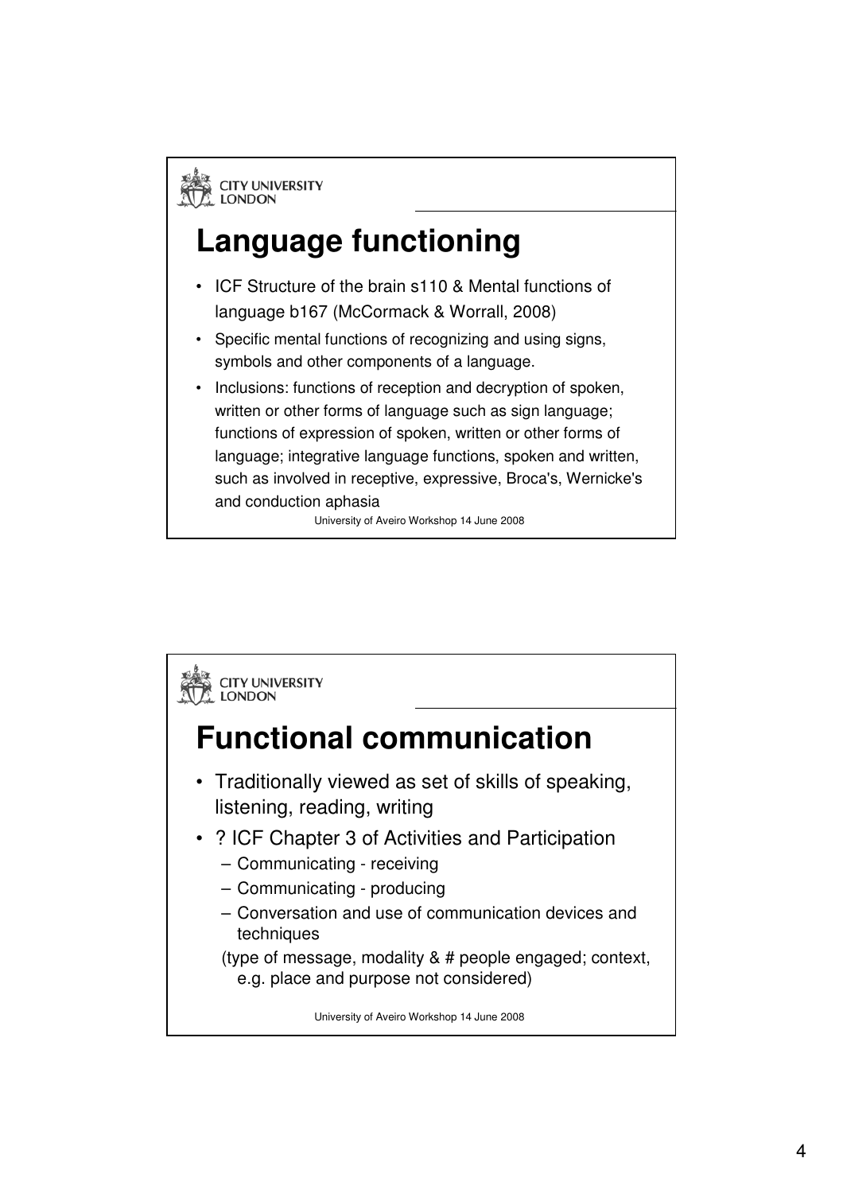## Language functioning

- ICF Structure of the brain s110 & Mental functions of language b167 (McCormack & Worrall, 2008)
- Specific mental functions of recognizing and using signs, symbols and other components of a language.
- Inclusions: functions of reception and decryption of spoken, written or other forms of language such as sign language; functions of expression of spoken, written or other forms of language; integrative language functions, spoken and written, such as involved in receptive, expressive, Broca's, Wernicke's and conduction aphasia

## Functional communication

- Traditionally viewed as set of skills of speaking, listening, reading, writing
- ? ICF Chapter 3 of Activities and Participation
  - Communicating - receiving
  - Communicating - producing
  - Conversation and use of communication devices and techniques

  (type of message, modality & # people engaged; context, e.g. place and purpose not considered)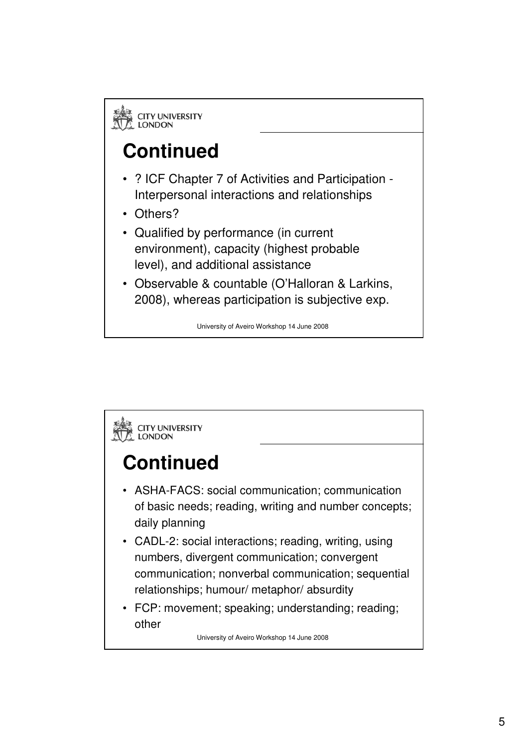## Continued

- ? ICF Chapter 7 of Activities and Participation - Interpersonal interactions and relationships
- Others?
- Qualified by performance (in current environment), capacity (highest probable level), and additional assistance
- Observable & countable (O'Halloran & Larkins, 2008), whereas participation is subjective exp.

University of Aveiro Workshop 14 June 2008

## Continued

- ASHA-FACS: social communication; communication of basic needs; reading, writing and number concepts; daily planning
- CADL-2: social interactions; reading, writing, using numbers, divergent communication; convergent communication; nonverbal communication; sequential relationships; humour/ metaphor/ absurdity
- FCP: movement; speaking; understanding; reading; other

University of Aveiro Workshop 14 June 2008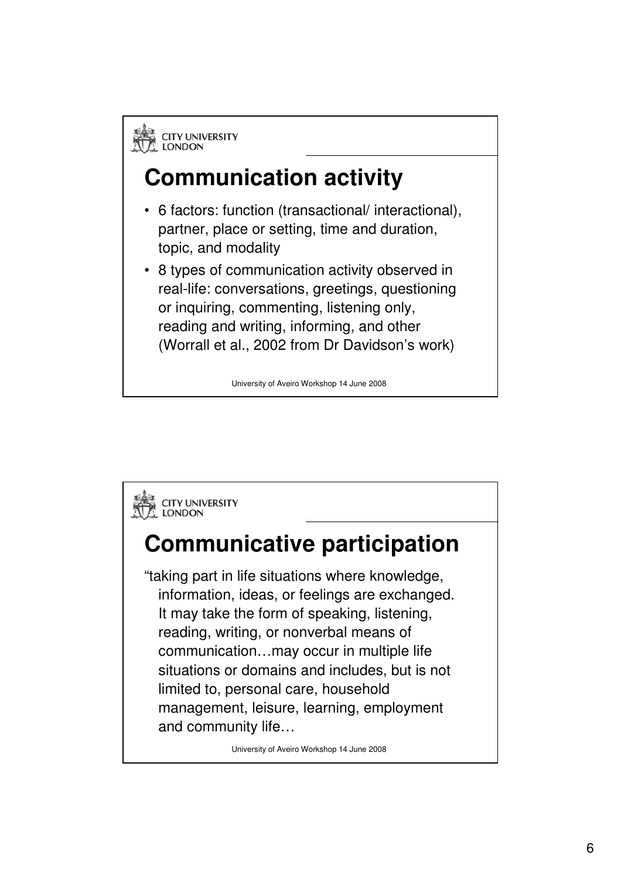## Communication activity

- 6 factors: function (transactional/ interactional), partner, place or setting, time and duration, topic, and modality
- 8 types of communication activity observed in real-life: conversations, greetings, questioning or inquiring, commenting, listening only, reading and writing, informing, and other (Worrall et al., 2002 from Dr Davidson's work)

## Communicative participation

"taking part in life situations where knowledge, information, ideas, or feelings are exchanged. It may take the form of speaking, listening, reading, writing, or nonverbal means of communication…may occur in multiple life situations or domains and includes, but is not limited to, personal care, household management, leisure, learning, employment and community life…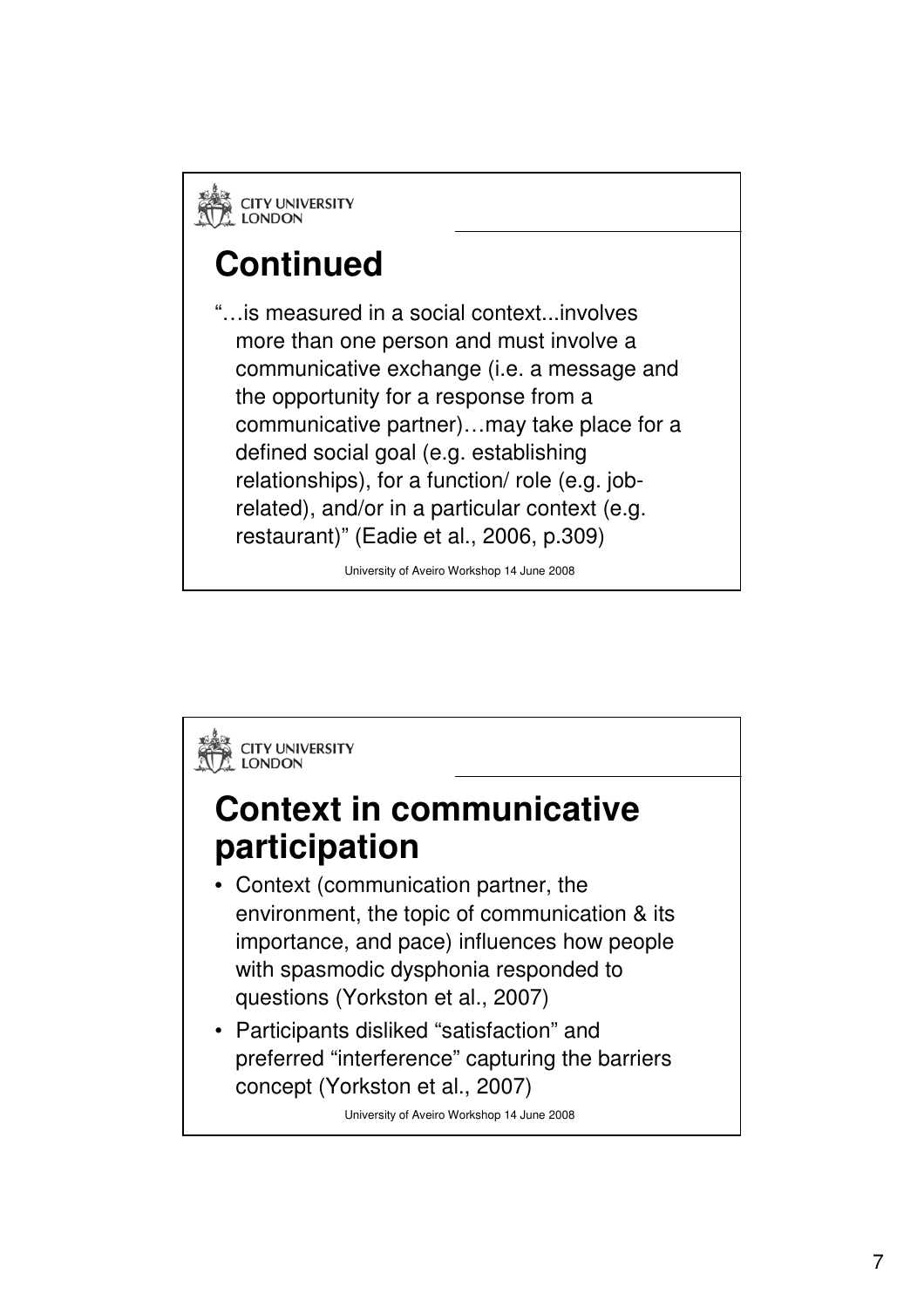CITY UNIVERSITY LONDON

# Continued

"…is measured in a social context...involves more than one person and must involve a communicative exchange (i.e. a message and the opportunity for a response from a communicative partner)…may take place for a defined social goal (e.g. establishing relationships), for a function/ role (e.g. job-related), and/or in a particular context (e.g. restaurant)" (Eadie et al., 2006, p.309)

University of Aveiro Workshop 14 June 2008

CITY UNIVERSITY LONDON

# Context in communicative participation

- Context (communication partner, the environment, the topic of communication & its importance, and pace) influences how people with spasmodic dysphonia responded to questions (Yorkston et al., 2007)
- Participants disliked "satisfaction" and preferred "interference" capturing the barriers concept (Yorkston et al., 2007)

University of Aveiro Workshop 14 June 2008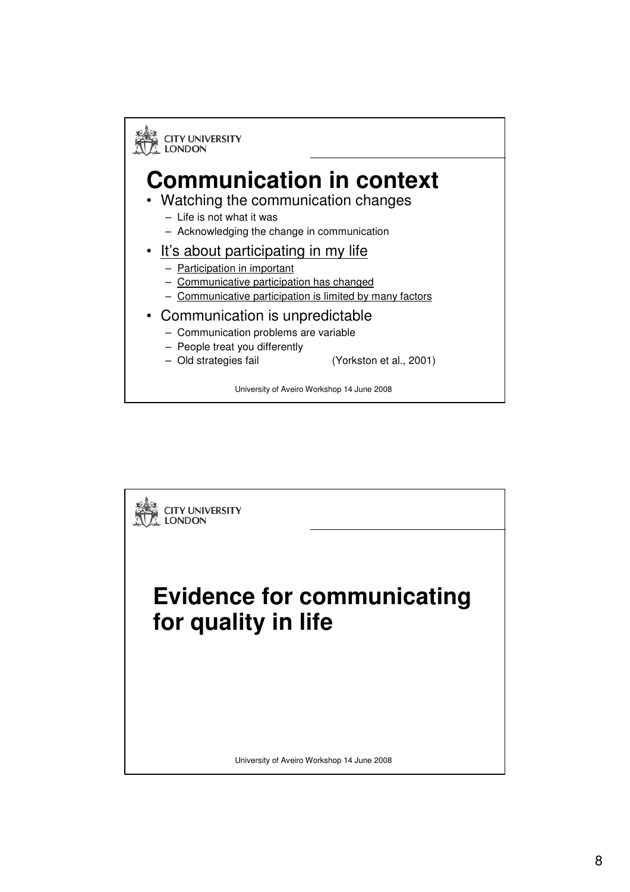# Communication in context

- Watching the communication changes
  - Life is not what it was
  - Acknowledging the change in communication
- It's about participating in my life
  - Participation in important
  - Communicative participation has changed
  - Communicative participation is limited by many factors
- Communication is unpredictable
  - Communication problems are variable
  - People treat you differently
  - Old strategies fail (Yorkston et al., 2001)

University of Aveiro Workshop 14 June 2008

# Evidence for communicating for quality in life

University of Aveiro Workshop 14 June 2008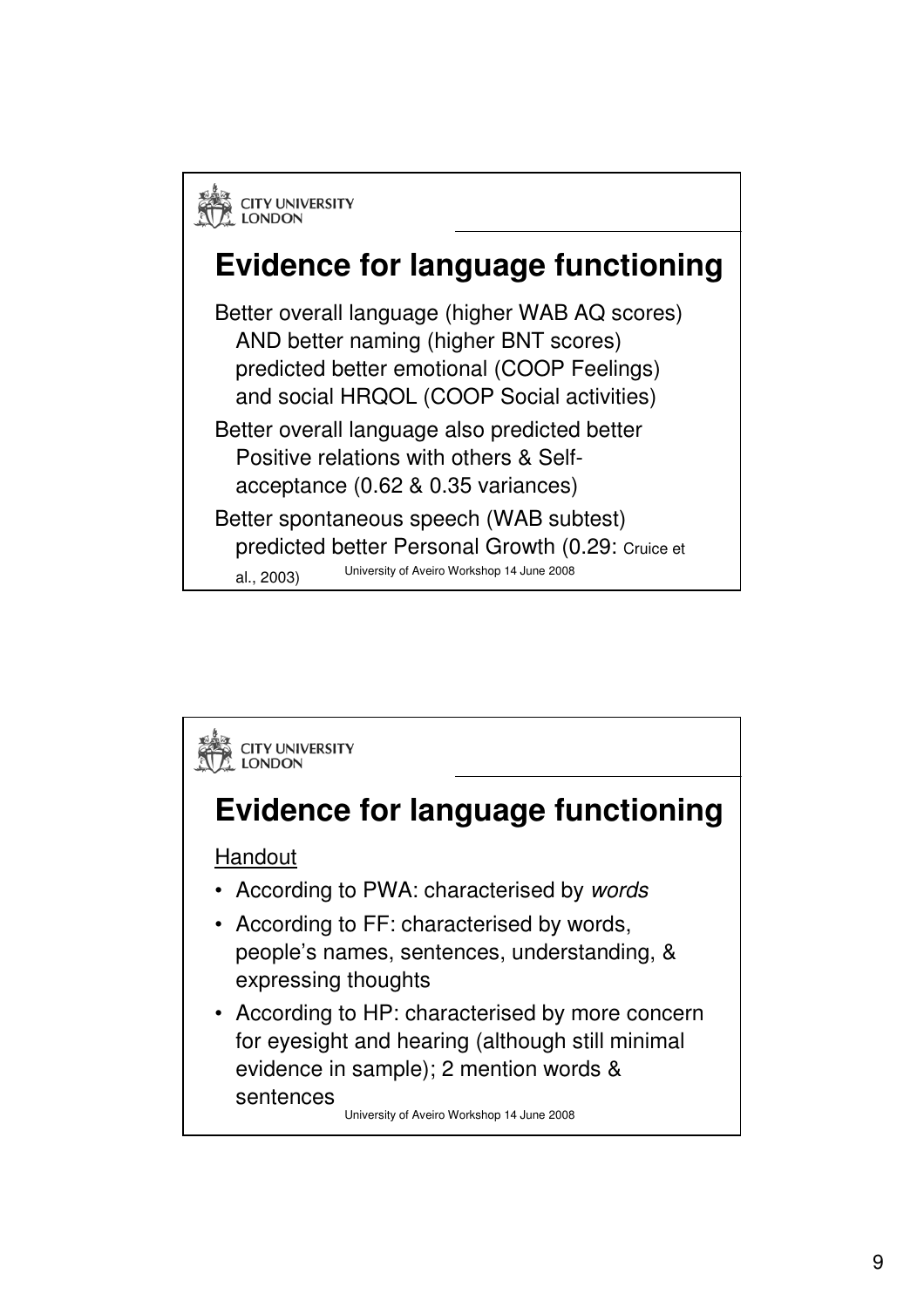## Evidence for language functioning

Better overall language (higher WAB AQ scores) AND better naming (higher BNT scores) predicted better emotional (COOP Feelings) and social HRQOL (COOP Social activities)

Better overall language also predicted better Positive relations with others & Self-acceptance (0.62 & 0.35 variances)

Better spontaneous speech (WAB subtest) predicted better Personal Growth (0.29: Cruice et al., 2003)

## Evidence for language functioning

Handout

- According to PWA: characterised by *words*
- According to FF: characterised by words, people's names, sentences, understanding, & expressing thoughts
- According to HP: characterised by more concern for eyesight and hearing (although still minimal evidence in sample); 2 mention words & sentences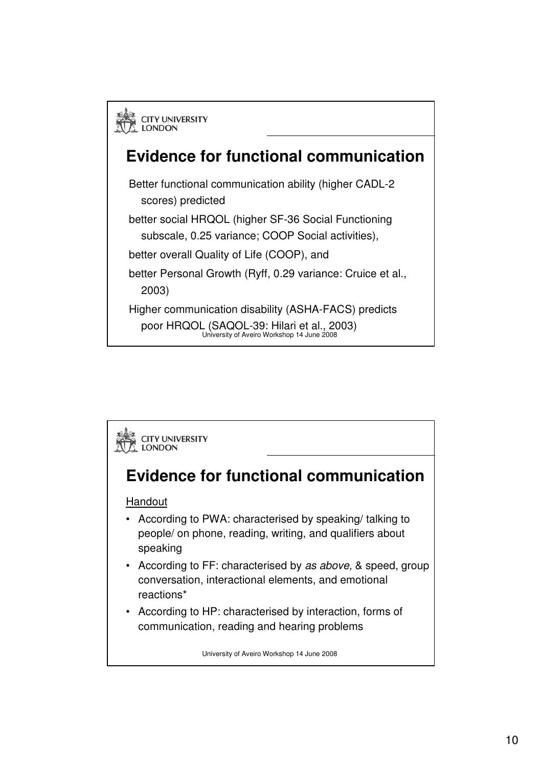## Evidence for functional communication

Better functional communication ability (higher CADL-2 scores) predicted

better social HRQOL (higher SF-36 Social Functioning subscale, 0.25 variance; COOP Social activities),

better overall Quality of Life (COOP), and

better Personal Growth (Ryff, 0.29 variance: Cruice et al., 2003)

Higher communication disability (ASHA-FACS) predicts poor HRQOL (SAQOL-39: Hilari et al., 2003)

## Evidence for functional communication

Handout

- According to PWA: characterised by speaking/ talking to people/ on phone, reading, writing, and qualifiers about speaking
- According to FF: characterised by *as above,* & speed, group conversation, interactional elements, and emotional reactions*
- According to HP: characterised by interaction, forms of communication, reading and hearing problems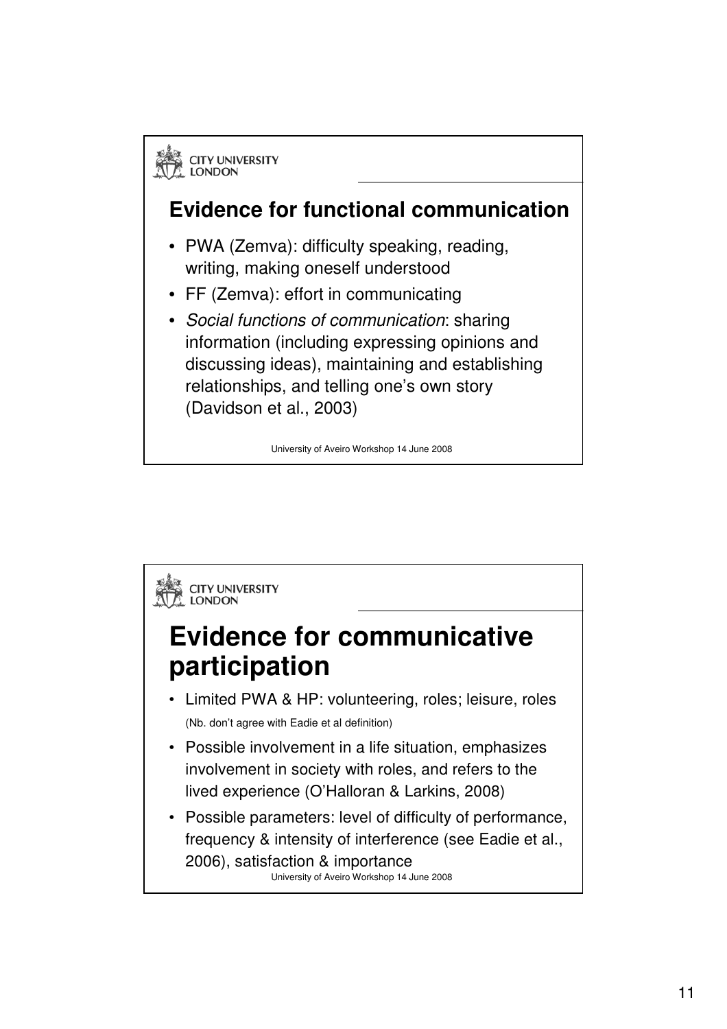## Evidence for functional communication

- PWA (Zemva): difficulty speaking, reading, writing, making oneself understood
- FF (Zemva): effort in communicating
- *Social functions of communication*: sharing information (including expressing opinions and discussing ideas), maintaining and establishing relationships, and telling one's own story (Davidson et al., 2003)

## Evidence for communicative participation

- Limited PWA & HP: volunteering, roles; leisure, roles

  (Nb. don't agree with Eadie et al definition)
- Possible involvement in a life situation, emphasizes involvement in society with roles, and refers to the lived experience (O'Halloran & Larkins, 2008)
- Possible parameters: level of difficulty of performance, frequency & intensity of interference (see Eadie et al., 2006), satisfaction & importance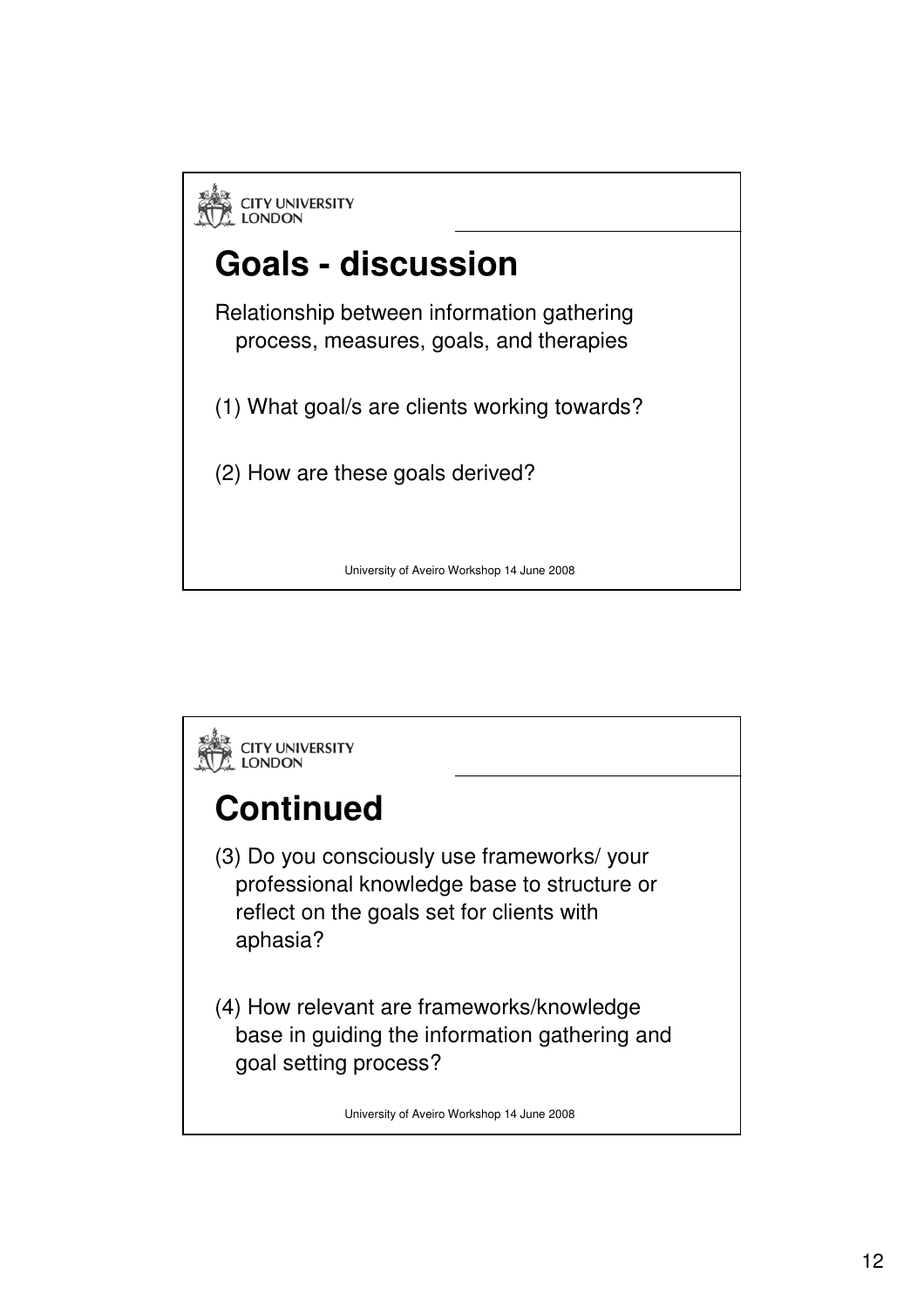# Goals - discussion

Relationship between information gathering process, measures, goals, and therapies

(1) What goal/s are clients working towards?

(2) How are these goals derived?

# Continued

(3) Do you consciously use frameworks/ your professional knowledge base to structure or reflect on the goals set for clients with aphasia?

(4) How relevant are frameworks/knowledge base in guiding the information gathering and goal setting process?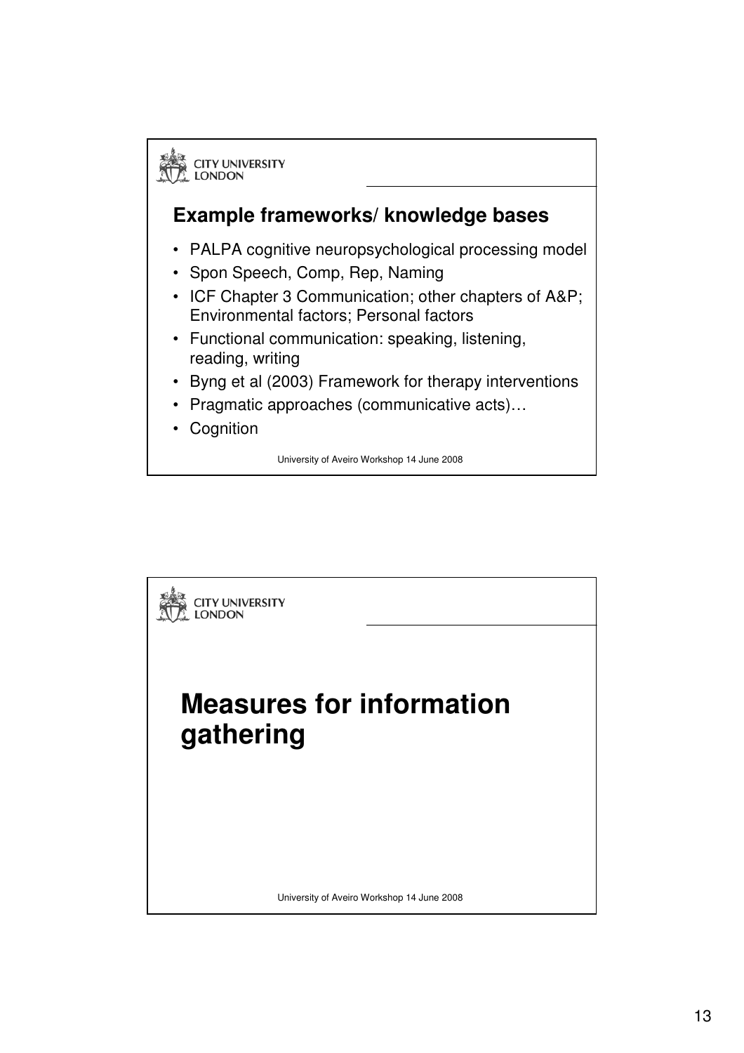## Example frameworks/ knowledge bases

- PALPA cognitive neuropsychological processing model
- Spon Speech, Comp, Rep, Naming
- ICF Chapter 3 Communication; other chapters of A&P; Environmental factors; Personal factors
- Functional communication: speaking, listening, reading, writing
- Byng et al (2003) Framework for therapy interventions
- Pragmatic approaches (communicative acts)…
- Cognition

# Measures for information gathering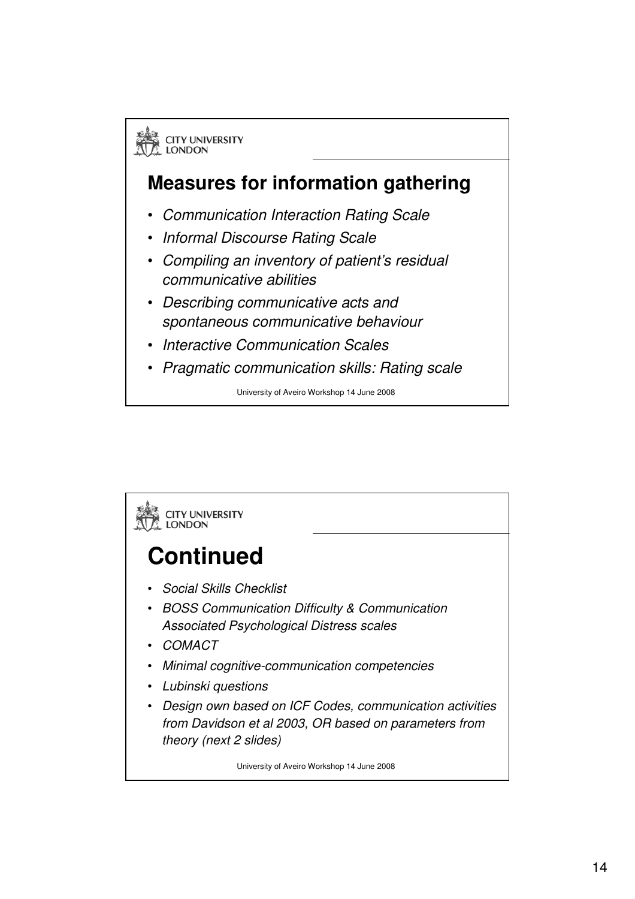## Measures for information gathering

- *Communication Interaction Rating Scale*
- *Informal Discourse Rating Scale*
- *Compiling an inventory of patient's residual communicative abilities*
- *Describing communicative acts and spontaneous communicative behaviour*
- *Interactive Communication Scales*
- *Pragmatic communication skills: Rating scale*

University of Aveiro Workshop 14 June 2008

## Continued

- *Social Skills Checklist*
- *BOSS Communication Difficulty & Communication Associated Psychological Distress scales*
- *COMACT*
- *Minimal cognitive-communication competencies*
- *Lubinski questions*
- *Design own based on ICF Codes, communication activities from Davidson et al 2003, OR based on parameters from theory (next 2 slides)*

University of Aveiro Workshop 14 June 2008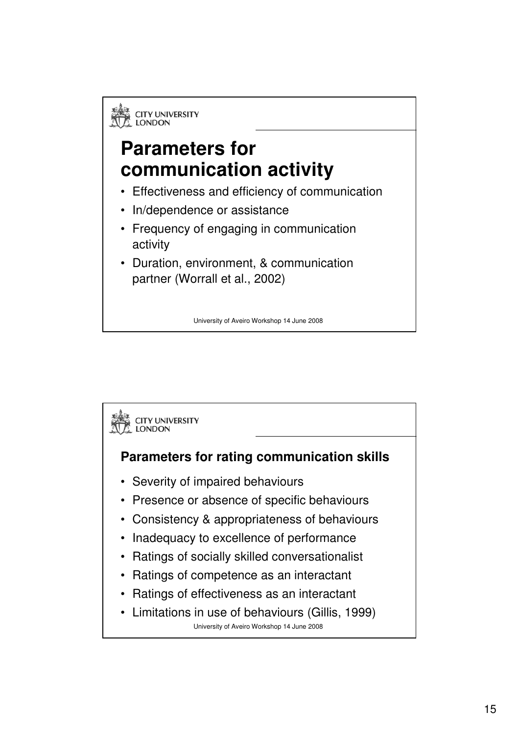## Parameters for communication activity

- Effectiveness and efficiency of communication
- In/dependence or assistance
- Frequency of engaging in communication activity
- Duration, environment, & communication partner (Worrall et al., 2002)

### Parameters for rating communication skills

- Severity of impaired behaviours
- Presence or absence of specific behaviours
- Consistency & appropriateness of behaviours
- Inadequacy to excellence of performance
- Ratings of socially skilled conversationalist
- Ratings of competence as an interactant
- Ratings of effectiveness as an interactant
- Limitations in use of behaviours (Gillis, 1999)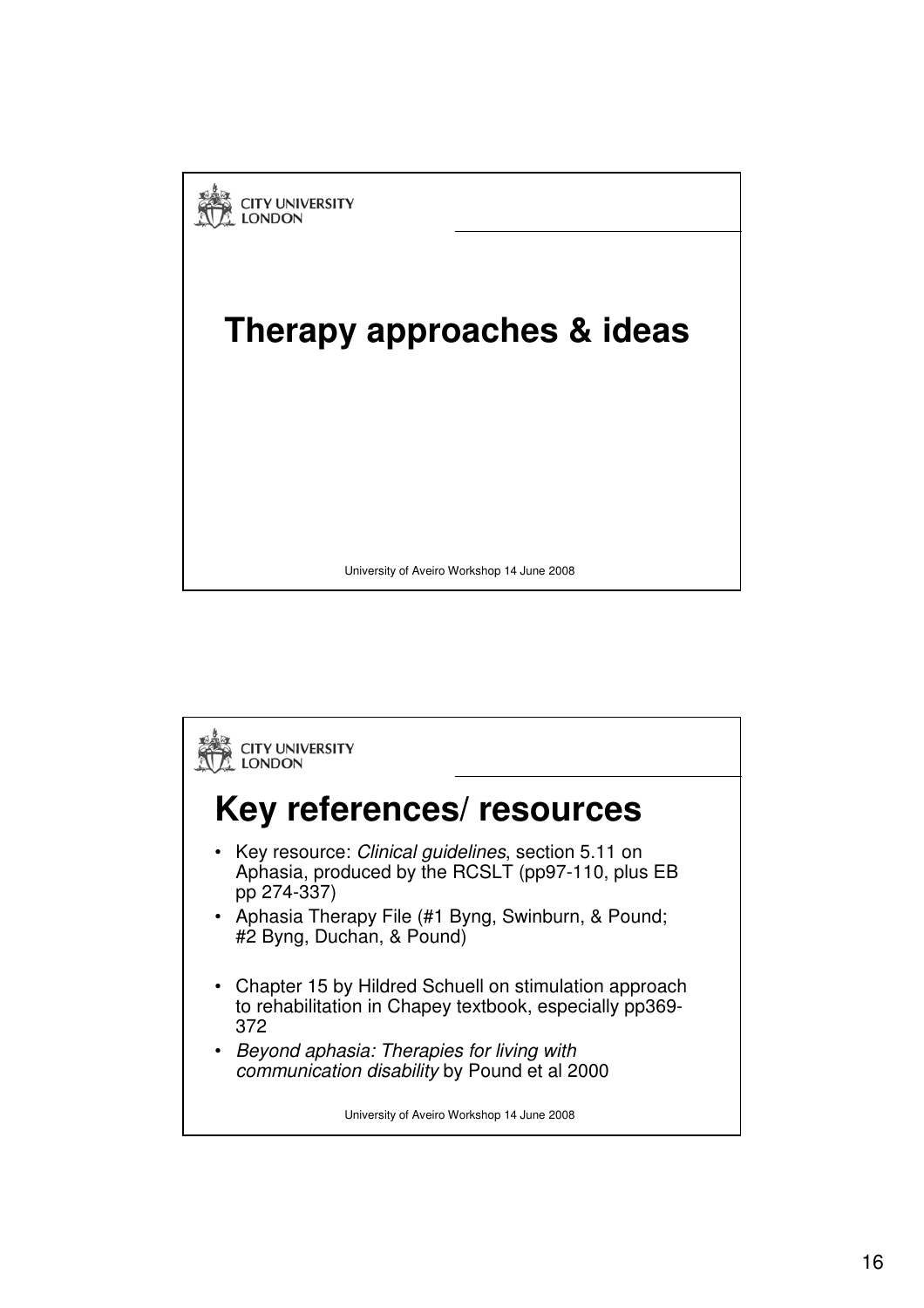## Therapy approaches & ideas

University of Aveiro Workshop 14 June 2008

## Key references/ resources

- Key resource: *Clinical guidelines*, section 5.11 on Aphasia, produced by the RCSLT (pp97-110, plus EB pp 274-337)
- Aphasia Therapy File (#1 Byng, Swinburn, & Pound; #2 Byng, Duchan, & Pound)
- Chapter 15 by Hildred Schuell on stimulation approach to rehabilitation in Chapey textbook, especially pp369-372
- *Beyond aphasia: Therapies for living with communication disability* by Pound et al 2000

University of Aveiro Workshop 14 June 2008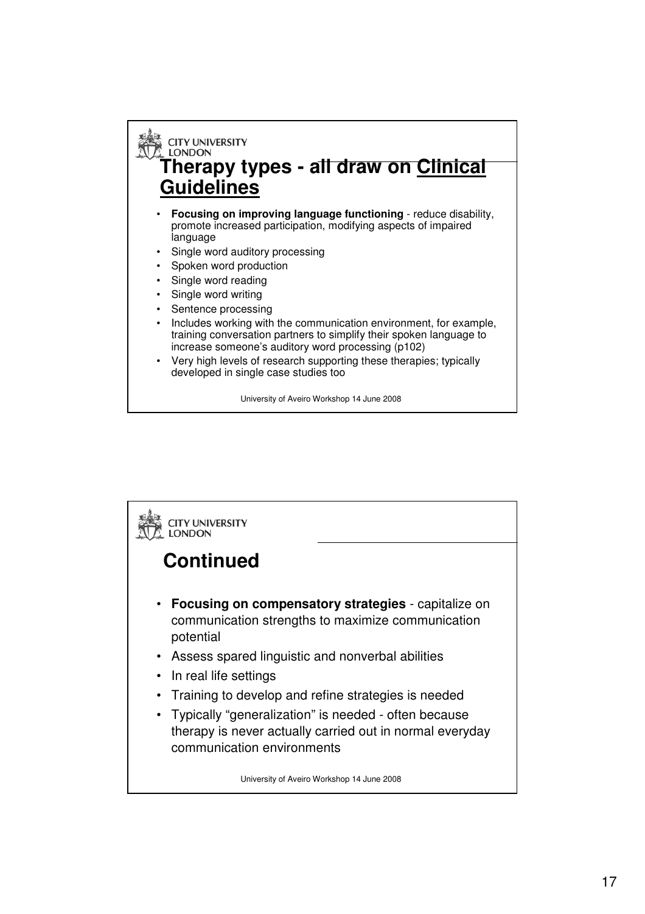## Therapy types - all draw on Clinical Guidelines

- **Focusing on improving language functioning** - reduce disability, promote increased participation, modifying aspects of impaired language
- Single word auditory processing
- Spoken word production
- Single word reading
- Single word writing
- Sentence processing
- Includes working with the communication environment, for example, training conversation partners to simplify their spoken language to increase someone's auditory word processing (p102)
- Very high levels of research supporting these therapies; typically developed in single case studies too

## Continued

- **Focusing on compensatory strategies** - capitalize on communication strengths to maximize communication potential
- Assess spared linguistic and nonverbal abilities
- In real life settings
- Training to develop and refine strategies is needed
- Typically "generalization" is needed - often because therapy is never actually carried out in normal everyday communication environments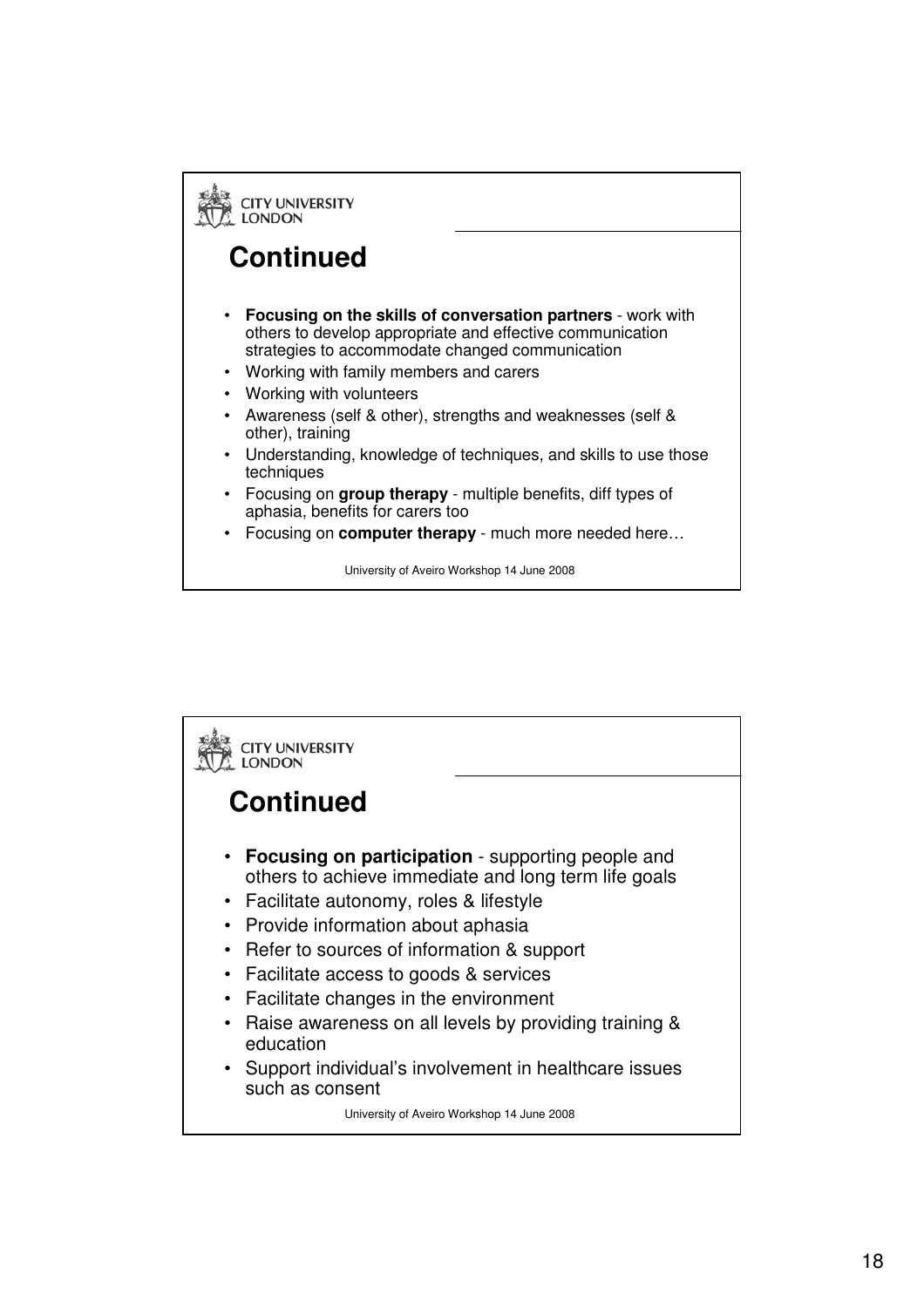## Continued

- **Focusing on the skills of conversation partners** - work with others to develop appropriate and effective communication strategies to accommodate changed communication
- Working with family members and carers
- Working with volunteers
- Awareness (self & other), strengths and weaknesses (self & other), training
- Understanding, knowledge of techniques, and skills to use those techniques
- Focusing on **group therapy** - multiple benefits, diff types of aphasia, benefits for carers too
- Focusing on **computer therapy** - much more needed here…

## Continued

- **Focusing on participation** - supporting people and others to achieve immediate and long term life goals
- Facilitate autonomy, roles & lifestyle
- Provide information about aphasia
- Refer to sources of information & support
- Facilitate access to goods & services
- Facilitate changes in the environment
- Raise awareness on all levels by providing training & education
- Support individual's involvement in healthcare issues such as consent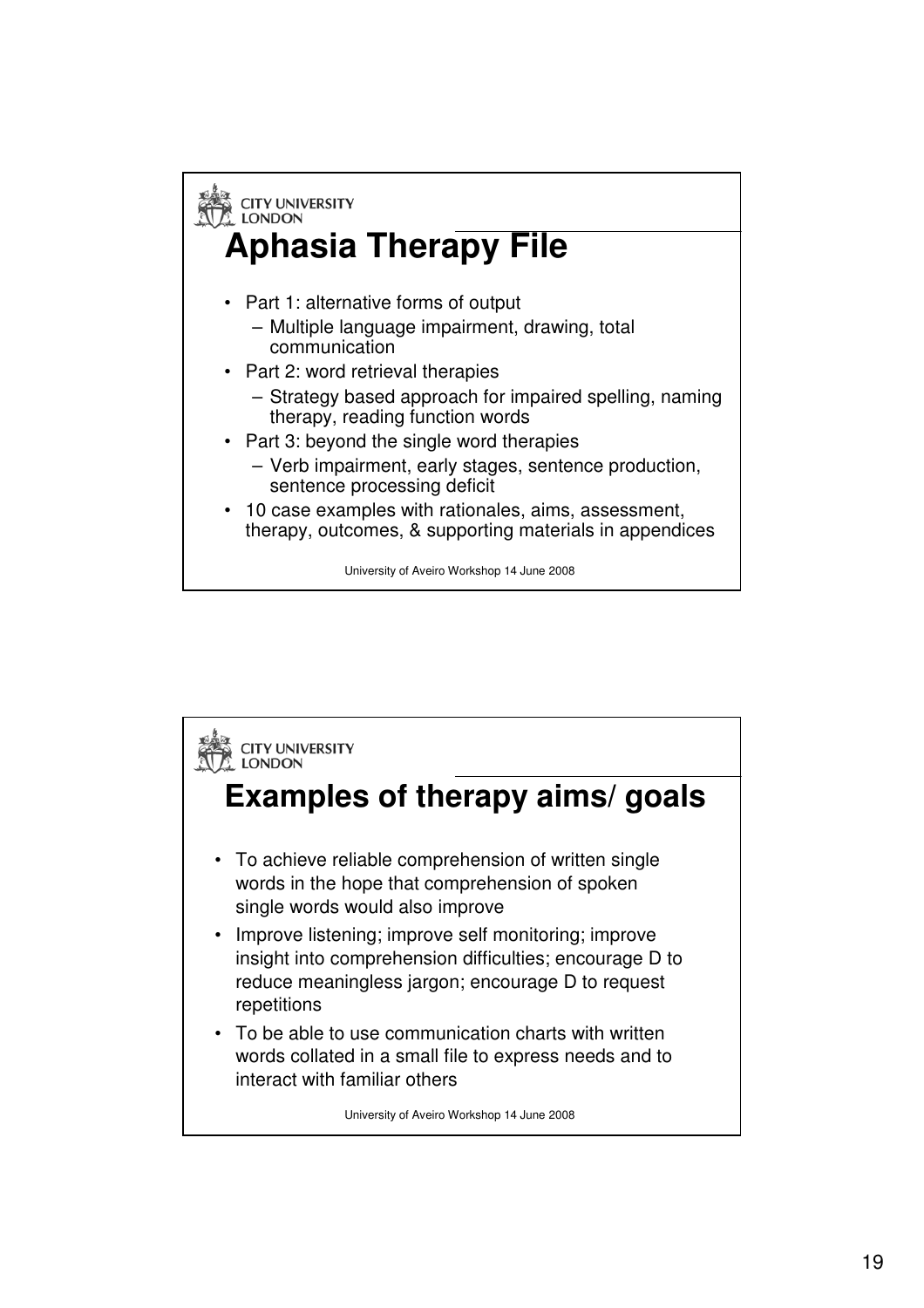## Aphasia Therapy File

- Part 1: alternative forms of output
  - Multiple language impairment, drawing, total communication
- Part 2: word retrieval therapies
  - Strategy based approach for impaired spelling, naming therapy, reading function words
- Part 3: beyond the single word therapies
  - Verb impairment, early stages, sentence production, sentence processing deficit
- 10 case examples with rationales, aims, assessment, therapy, outcomes, & supporting materials in appendices

## Examples of therapy aims/ goals

- To achieve reliable comprehension of written single words in the hope that comprehension of spoken single words would also improve
- Improve listening; improve self monitoring; improve insight into comprehension difficulties; encourage D to reduce meaningless jargon; encourage D to request repetitions
- To be able to use communication charts with written words collated in a small file to express needs and to interact with familiar others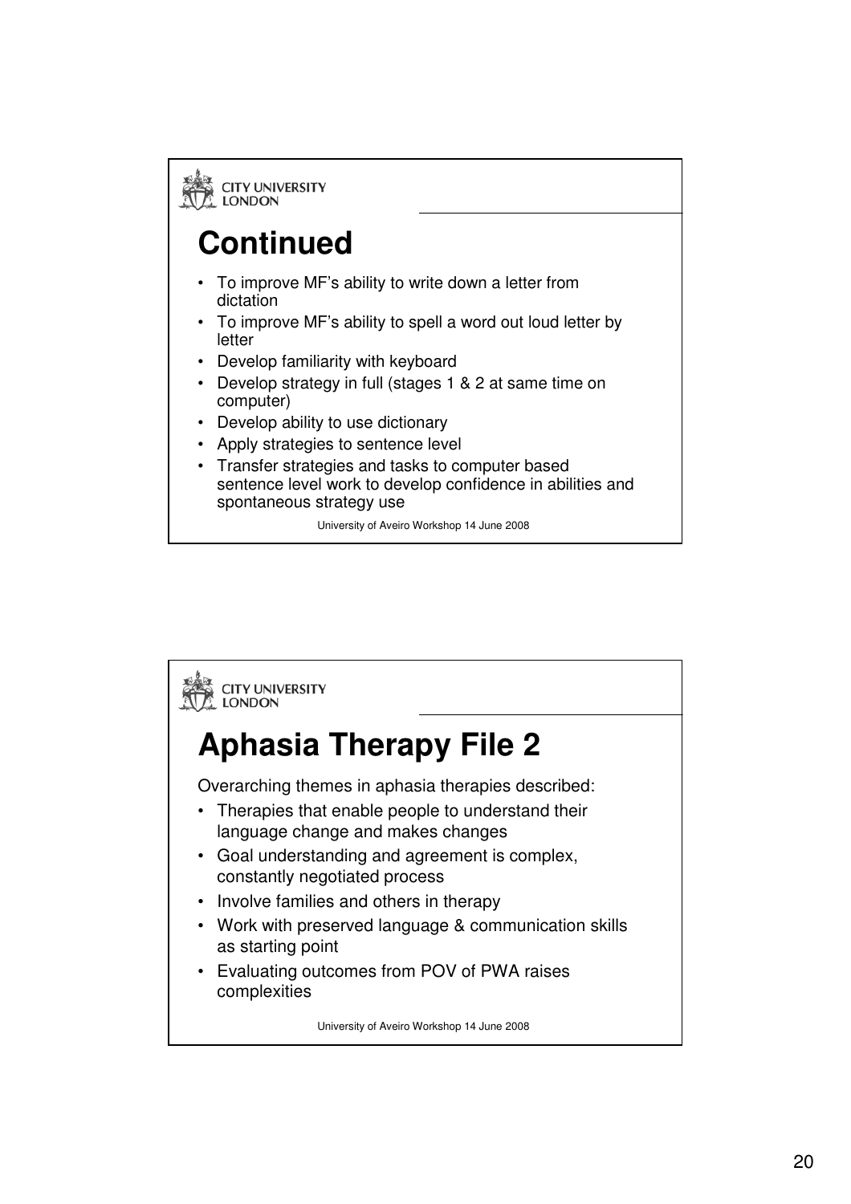## Continued

- To improve MF's ability to write down a letter from dictation
- To improve MF's ability to spell a word out loud letter by letter
- Develop familiarity with keyboard
- Develop strategy in full (stages 1 & 2 at same time on computer)
- Develop ability to use dictionary
- Apply strategies to sentence level
- Transfer strategies and tasks to computer based sentence level work to develop confidence in abilities and spontaneous strategy use

## Aphasia Therapy File 2

Overarching themes in aphasia therapies described:

- Therapies that enable people to understand their language change and makes changes
- Goal understanding and agreement is complex, constantly negotiated process
- Involve families and others in therapy
- Work with preserved language & communication skills as starting point
- Evaluating outcomes from POV of PWA raises complexities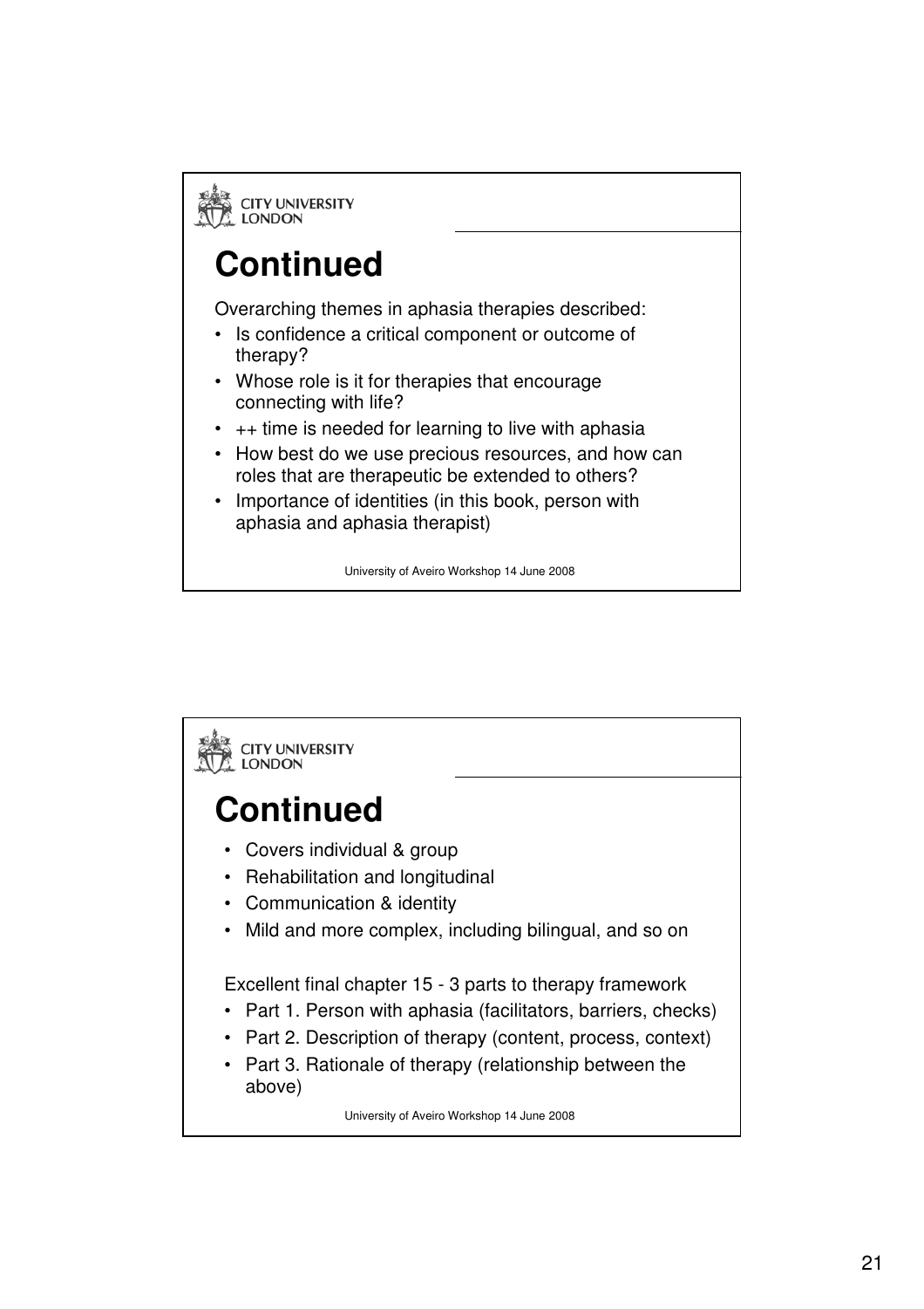## Continued

Overarching themes in aphasia therapies described:

- Is confidence a critical component or outcome of therapy?
- Whose role is it for therapies that encourage connecting with life?
- ++ time is needed for learning to live with aphasia
- How best do we use precious resources, and how can roles that are therapeutic be extended to others?
- Importance of identities (in this book, person with aphasia and aphasia therapist)

## Continued

- Covers individual & group
- Rehabilitation and longitudinal
- Communication & identity
- Mild and more complex, including bilingual, and so on

Excellent final chapter 15 - 3 parts to therapy framework

- Part 1. Person with aphasia (facilitators, barriers, checks)
- Part 2. Description of therapy (content, process, context)
- Part 3. Rationale of therapy (relationship between the above)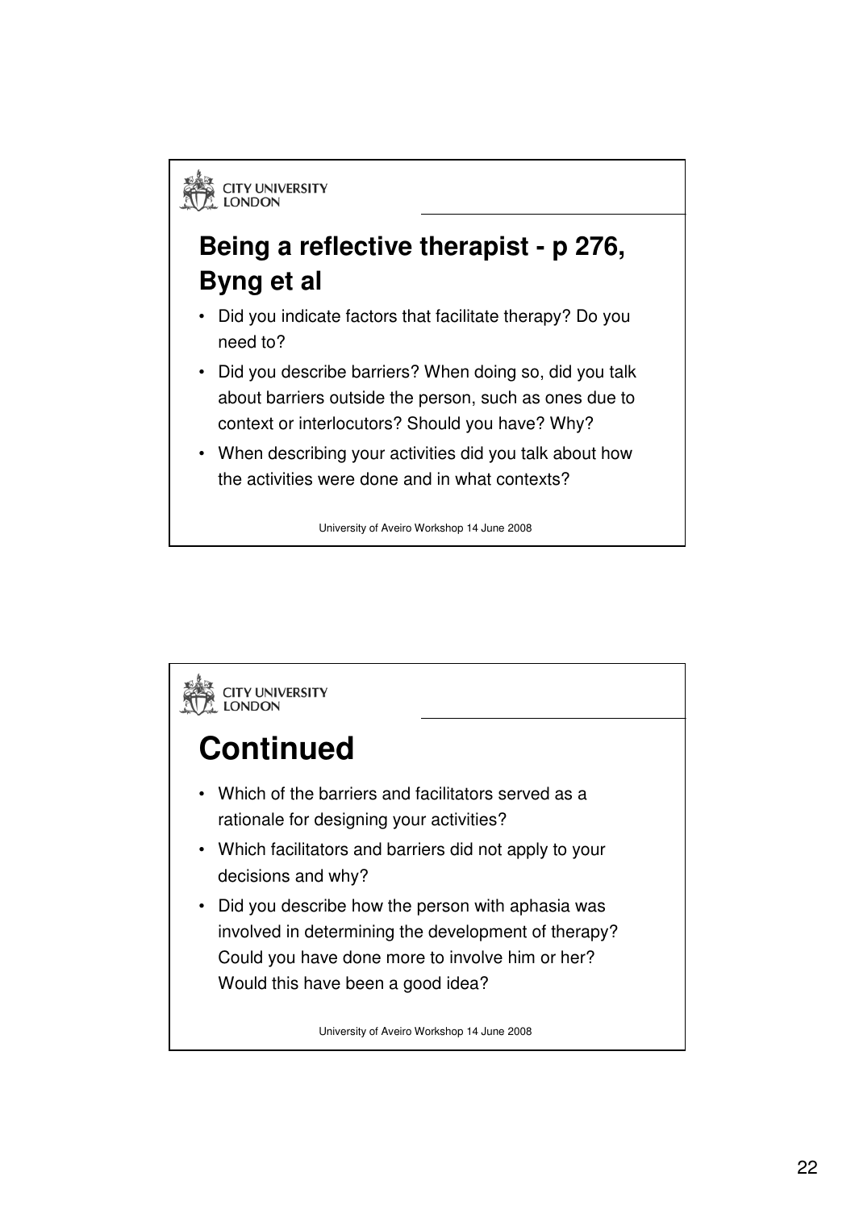## Being a reflective therapist - p 276, Byng et al

- Did you indicate factors that facilitate therapy? Do you need to?
- Did you describe barriers? When doing so, did you talk about barriers outside the person, such as ones due to context or interlocutors? Should you have? Why?
- When describing your activities did you talk about how the activities were done and in what contexts?

## Continued

- Which of the barriers and facilitators served as a rationale for designing your activities?
- Which facilitators and barriers did not apply to your decisions and why?
- Did you describe how the person with aphasia was involved in determining the development of therapy? Could you have done more to involve him or her? Would this have been a good idea?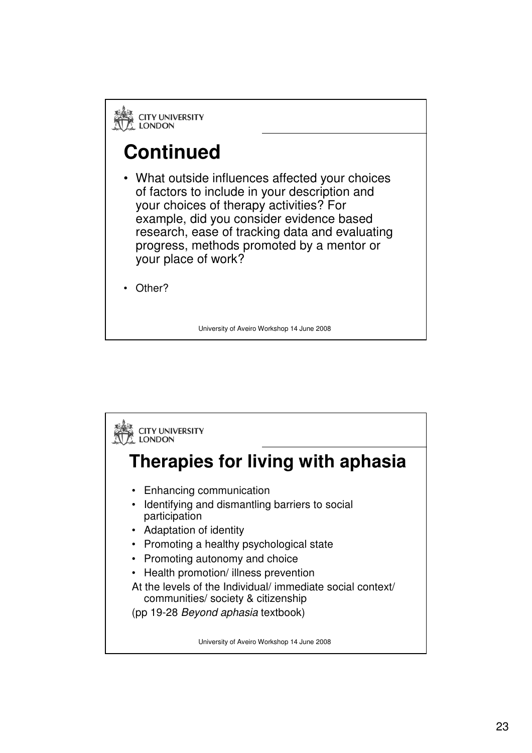## Continued

- What outside influences affected your choices of factors to include in your description and your choices of therapy activities? For example, did you consider evidence based research, ease of tracking data and evaluating progress, methods promoted by a mentor or your place of work?
- Other?

University of Aveiro Workshop 14 June 2008

## Therapies for living with aphasia

- Enhancing communication
- Identifying and dismantling barriers to social participation
- Adaptation of identity
- Promoting a healthy psychological state
- Promoting autonomy and choice
- Health promotion/ illness prevention

At the levels of the Individual/ immediate social context/ communities/ society & citizenship

(pp 19-28 *Beyond aphasia* textbook)

University of Aveiro Workshop 14 June 2008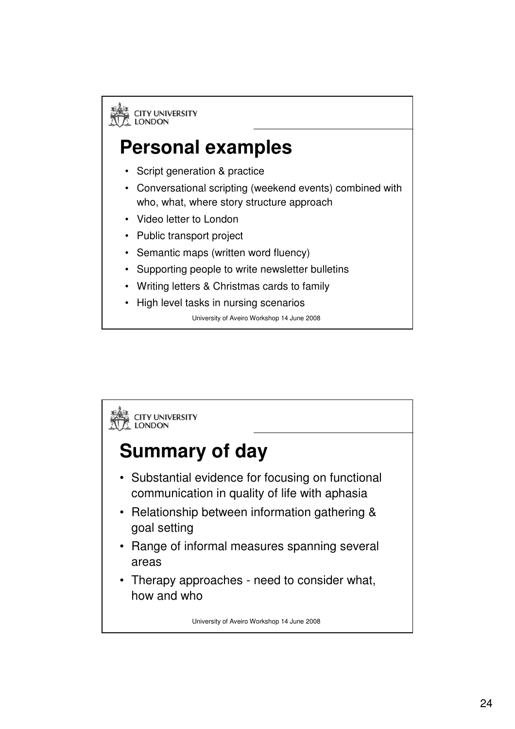CITY UNIVERSITY LONDON

# Personal examples

- Script generation & practice
- Conversational scripting (weekend events) combined with who, what, where story structure approach
- Video letter to London
- Public transport project
- Semantic maps (written word fluency)
- Supporting people to write newsletter bulletins
- Writing letters & Christmas cards to family
- High level tasks in nursing scenarios

University of Aveiro Workshop 14 June 2008

CITY UNIVERSITY LONDON

# Summary of day

- Substantial evidence for focusing on functional communication in quality of life with aphasia
- Relationship between information gathering & goal setting
- Range of informal measures spanning several areas
- Therapy approaches - need to consider what, how and who

University of Aveiro Workshop 14 June 2008